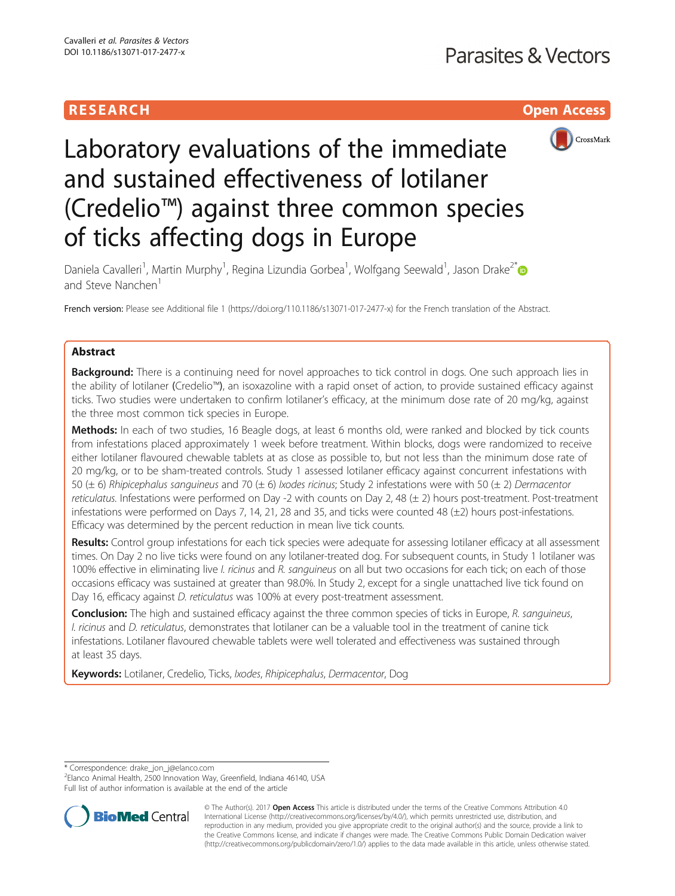RESEARCH

Open Access

# Laboratory evaluations of the immediate and sustained effectiveness of lotilaner (Credelio™) against three common species of ticks affecting dogs in Europe

Daniela Cavalleri[1], Martin Murphy[1], Regina Lizundia Gorbea[1], Wolfgang Seewald[1], Jason Drake[2*] and Steve Nanchen[1]

French version: Please see Additional file 1 (https://doi.org/110.1186/s13071-017-2477-x) for the French translation of the Abstract.

## Abstract

**Background:** There is a continuing need for novel approaches to tick control in dogs. One such approach lies in the ability of lotilaner (Credelio™), an isoxazoline with a rapid onset of action, to provide sustained efficacy against ticks. Two studies were undertaken to confirm lotilaner's efficacy, at the minimum dose rate of 20 mg/kg, against the three most common tick species in Europe.

**Methods:** In each of two studies, 16 Beagle dogs, at least 6 months old, were ranked and blocked by tick counts from infestations placed approximately 1 week before treatment. Within blocks, dogs were randomized to receive either lotilaner flavoured chewable tablets at as close as possible to, but not less than the minimum dose rate of 20 mg/kg, or to be sham-treated controls. Study 1 assessed lotilaner efficacy against concurrent infestations with 50 (± 6) *Rhipicephalus sanguineus* and 70 (± 6) *Ixodes ricinus*; Study 2 infestations were with 50 (± 2) *Dermacentor reticulatus*. Infestations were performed on Day -2 with counts on Day 2, 48 (± 2) hours post-treatment. Post-treatment infestations were performed on Days 7, 14, 21, 28 and 35, and ticks were counted 48 (±2) hours post-infestations. Efficacy was determined by the percent reduction in mean live tick counts.

**Results:** Control group infestations for each tick species were adequate for assessing lotilaner efficacy at all assessment times. On Day 2 no live ticks were found on any lotilaner-treated dog. For subsequent counts, in Study 1 lotilaner was 100% effective in eliminating live *I. ricinus* and *R. sanguineus* on all but two occasions for each tick; on each of those occasions efficacy was sustained at greater than 98.0%. In Study 2, except for a single unattached live tick found on Day 16, efficacy against *D. reticulatus* was 100% at every post-treatment assessment.

**Conclusion:** The high and sustained efficacy against the three common species of ticks in Europe, *R. sanguineus*, *I. ricinus* and *D. reticulatus*, demonstrates that lotilaner can be a valuable tool in the treatment of canine tick infestations. Lotilaner flavoured chewable tablets were well tolerated and effectiveness was sustained through at least 35 days.

**Keywords:** Lotilaner, Credelio, Ticks, *Ixodes*, *Rhipicephalus*, *Dermacentor*, Dog

\* Correspondence: drake_jon_j@elanco.com

[2]Elanco Animal Health, 2500 Innovation Way, Greenfield, Indiana 46140, USA

Full list of author information is available at the end of the article

© The Author(s). 2017 **Open Access** This article is distributed under the terms of the Creative Commons Attribution 4.0 International License (http://creativecommons.org/licenses/by/4.0/), which permits unrestricted use, distribution, and reproduction in any medium, provided you give appropriate credit to the original author(s) and the source, provide a link to the Creative Commons license, and indicate if changes were made. The Creative Commons Public Domain Dedication waiver (http://creativecommons.org/publicdomain/zero/1.0/) applies to the data made available in this article, unless otherwise stated.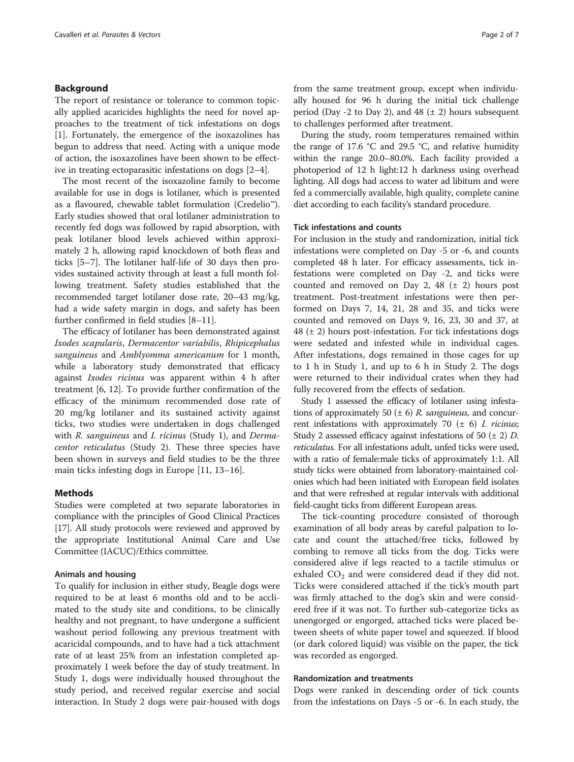## Background

The report of resistance or tolerance to common topically applied acaricides highlights the need for novel approaches to the treatment of tick infestations on dogs [1]. Fortunately, the emergence of the isoxazolines has begun to address that need. Acting with a unique mode of action, the isoxazolines have been shown to be effective in treating ectoparasitic infestations on dogs [2–4].

The most recent of the isoxazoline family to become available for use in dogs is lotilaner, which is presented as a flavoured, chewable tablet formulation (Credelio™). Early studies showed that oral lotilaner administration to recently fed dogs was followed by rapid absorption, with peak lotilaner blood levels achieved within approximately 2 h, allowing rapid knockdown of both fleas and ticks [5–7]. The lotilaner half-life of 30 days then provides sustained activity through at least a full month following treatment. Safety studies established that the recommended target lotilaner dose rate, 20–43 mg/kg, had a wide safety margin in dogs, and safety has been further confirmed in field studies [8–11].

The efficacy of lotilaner has been demonstrated against *Ixodes scapularis*, *Dermacentor variabilis*, *Rhipicephalus sanguineus* and *Amblyomma americanum* for 1 month, while a laboratory study demonstrated that efficacy against *Ixodes ricinus* was apparent within 4 h after treatment [6, 12]. To provide further confirmation of the efficacy of the minimum recommended dose rate of 20 mg/kg lotilaner and its sustained activity against ticks, two studies were undertaken in dogs challenged with *R. sanguineus* and *I. ricinus* (Study 1), and *Dermacentor reticulatus* (Study 2). These three species have been shown in surveys and field studies to be the three main ticks infesting dogs in Europe [11, 13–16].

## Methods

Studies were completed at two separate laboratories in compliance with the principles of Good Clinical Practices [17]. All study protocols were reviewed and approved by the appropriate Institutional Animal Care and Use Committee (IACUC)/Ethics committee.

### Animals and housing

To qualify for inclusion in either study, Beagle dogs were required to be at least 6 months old and to be acclimated to the study site and conditions, to be clinically healthy and not pregnant, to have undergone a sufficient washout period following any previous treatment with acaricidal compounds, and to have had a tick attachment rate of at least 25% from an infestation completed approximately 1 week before the day of study treatment. In Study 1, dogs were individually housed throughout the study period, and received regular exercise and social interaction. In Study 2 dogs were pair-housed with dogs from the same treatment group, except when individually housed for 96 h during the initial tick challenge period (Day -2 to Day 2), and 48 (± 2) hours subsequent to challenges performed after treatment.

During the study, room temperatures remained within the range of 17.6 °C and 29.5 °C, and relative humidity within the range 20.0–80.0%. Each facility provided a photoperiod of 12 h light:12 h darkness using overhead lighting. All dogs had access to water ad libitum and were fed a commercially available, high quality, complete canine diet according to each facility's standard procedure.

### Tick infestations and counts

For inclusion in the study and randomization, initial tick infestations were completed on Day -5 or -6, and counts completed 48 h later. For efficacy assessments, tick infestations were completed on Day -2, and ticks were counted and removed on Day 2, 48 (± 2) hours post treatment. Post-treatment infestations were then performed on Days 7, 14, 21, 28 and 35, and ticks were counted and removed on Days 9, 16, 23, 30 and 37, at 48 (± 2) hours post-infestation. For tick infestations dogs were sedated and infested while in individual cages. After infestations, dogs remained in those cages for up to 1 h in Study 1, and up to 6 h in Study 2. The dogs were returned to their individual crates when they had fully recovered from the effects of sedation.

Study 1 assessed the efficacy of lotilaner using infestations of approximately 50 (± 6) *R. sanguineus,* and concurrent infestations with approximately 70 (± 6) *I. ricinus*; Study 2 assessed efficacy against infestations of 50 (± 2) *D. reticulatus.* For all infestations adult, unfed ticks were used, with a ratio of female:male ticks of approximately 1:1. All study ticks were obtained from laboratory-maintained colonies which had been initiated with European field isolates and that were refreshed at regular intervals with additional field-caught ticks from different European areas.

The tick-counting procedure consisted of thorough examination of all body areas by careful palpation to locate and count the attached/free ticks, followed by combing to remove all ticks from the dog. Ticks were considered alive if legs reacted to a tactile stimulus or exhaled $CO_2$ and were considered dead if they did not. Ticks were considered attached if the tick's mouth part was firmly attached to the dog's skin and were considered free if it was not. To further sub-categorize ticks as unengorged or engorged, attached ticks were placed between sheets of white paper towel and squeezed. If blood (or dark colored liquid) was visible on the paper, the tick was recorded as engorged.

### Randomization and treatments

Dogs were ranked in descending order of tick counts from the infestations on Days -5 or -6. In each study, the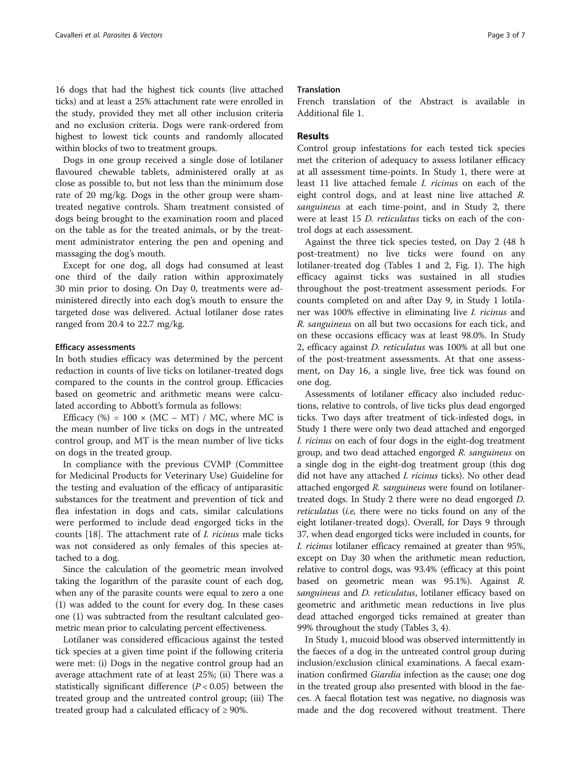16 dogs that had the highest tick counts (live attached ticks) and at least a 25% attachment rate were enrolled in the study, provided they met all other inclusion criteria and no exclusion criteria. Dogs were rank-ordered from highest to lowest tick counts and randomly allocated within blocks of two to treatment groups.

Dogs in one group received a single dose of lotilaner flavoured chewable tablets, administered orally at as close as possible to, but not less than the minimum dose rate of 20 mg/kg. Dogs in the other group were sham-treated negative controls. Sham treatment consisted of dogs being brought to the examination room and placed on the table as for the treated animals, or by the treatment administrator entering the pen and opening and massaging the dog's mouth.

Except for one dog, all dogs had consumed at least one third of the daily ration within approximately 30 min prior to dosing. On Day 0, treatments were administered directly into each dog's mouth to ensure the targeted dose was delivered. Actual lotilaner dose rates ranged from 20.4 to 22.7 mg/kg.

#### Efficacy assessments

In both studies efficacy was determined by the percent reduction in counts of live ticks on lotilaner-treated dogs compared to the counts in the control group. Efficacies based on geometric and arithmetic means were calculated according to Abbott's formula as follows:

Efficacy (%) = $100 \times (MC - MT) / MC$, where MC is the mean number of live ticks on dogs in the untreated control group, and MT is the mean number of live ticks on dogs in the treated group.

In compliance with the previous CVMP (Committee for Medicinal Products for Veterinary Use) Guideline for the testing and evaluation of the efficacy of antiparasitic substances for the treatment and prevention of tick and flea infestation in dogs and cats, similar calculations were performed to include dead engorged ticks in the counts [18]. The attachment rate of *I. ricinus* male ticks was not considered as only females of this species attached to a dog.

Since the calculation of the geometric mean involved taking the logarithm of the parasite count of each dog, when any of the parasite counts were equal to zero a one (1) was added to the count for every dog. In these cases one (1) was subtracted from the resultant calculated geometric mean prior to calculating percent effectiveness.

Lotilaner was considered efficacious against the tested tick species at a given time point if the following criteria were met: (i) Dogs in the negative control group had an average attachment rate of at least 25%; (ii) There was a statistically significant difference ($P < 0.05$) between the treated group and the untreated control group; (iii) The treated group had a calculated efficacy of ≥ 90%.

#### Translation

French translation of the Abstract is available in Additional file 1.

## Results

Control group infestations for each tested tick species met the criterion of adequacy to assess lotilaner efficacy at all assessment time-points. In Study 1, there were at least 11 live attached female *I. ricinus* on each of the eight control dogs, and at least nine live attached *R. sanguineus* at each time-point, and in Study 2, there were at least 15 *D. reticulatus* ticks on each of the control dogs at each assessment.

Against the three tick species tested, on Day 2 (48 h post-treatment) no live ticks were found on any lotilaner-treated dog (Tables 1 and 2, Fig. 1). The high efficacy against ticks was sustained in all studies throughout the post-treatment assessment periods. For counts completed on and after Day 9, in Study 1 lotilaner was 100% effective in eliminating live *I. ricinus* and *R. sanguineus* on all but two occasions for each tick, and on these occasions efficacy was at least 98.0%. In Study 2, efficacy against *D. reticulatus* was 100% at all but one of the post-treatment assessments. At that one assessment, on Day 16, a single live, free tick was found on one dog.

Assessments of lotilaner efficacy also included reductions, relative to controls, of live ticks plus dead engorged ticks. Two days after treatment of tick-infested dogs, in Study 1 there were only two dead attached and engorged *I. ricinus* on each of four dogs in the eight-dog treatment group, and two dead attached engorged *R. sanguineus* on a single dog in the eight-dog treatment group (this dog did not have any attached *I. ricinus* ticks). No other dead attached engorged *R. sanguineus* were found on lotilaner-treated dogs. In Study 2 there were no dead engorged *D. reticulatus* (*i.e,* there were no ticks found on any of the eight lotilaner-treated dogs). Overall, for Days 9 through 37, when dead engorged ticks were included in counts, for *I. ricinus* lotilaner efficacy remained at greater than 95%, except on Day 30 when the arithmetic mean reduction, relative to control dogs, was 93.4% (efficacy at this point based on geometric mean was 95.1%). Against *R. sanguineus* and *D. reticulatus*, lotilaner efficacy based on geometric and arithmetic mean reductions in live plus dead attached engorged ticks remained at greater than 99% throughout the study (Tables 3, 4).

In Study 1, mucoid blood was observed intermittently in the faeces of a dog in the untreated control group during inclusion/exclusion clinical examinations. A faecal examination confirmed *Giardia* infection as the cause; one dog in the treated group also presented with blood in the faeces. A faecal flotation test was negative, no diagnosis was made and the dog recovered without treatment. There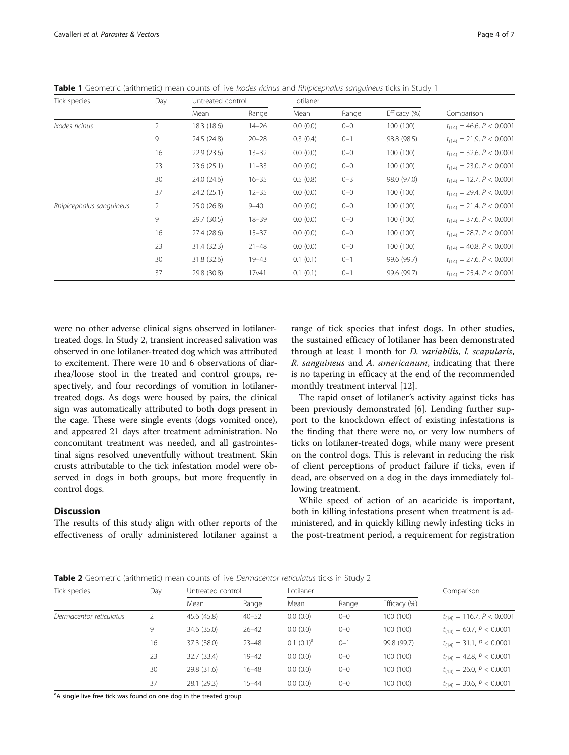**Table 1** Geometric (arithmetic) mean counts of live *Ixodes ricinus* and *Rhipicephalus sanguineus* ticks in Study 1

| Tick species | Day | Untreated control | | Lotilaner | | | Comparison |
|---|---|---|---|---|---|---|---|
| | | Mean | Range | Mean | Range | Efficacy (%) | |
| *Ixodes ricinus* | 2 | 18.3 (18.6) | 14–26 | 0.0 (0.0) | 0–0 | 100 (100) | $t_{(14)} = 46.6$, $P < 0.0001$ |
| | 9 | 24.5 (24.8) | 20–28 | 0.3 (0.4) | 0–1 | 98.8 (98.5) | $t_{(14)} = 21.9$, $P < 0.0001$ |
| | 16 | 22.9 (23.6) | 13–32 | 0.0 (0.0) | 0–0 | 100 (100) | $t_{(14)} = 32.6$, $P < 0.0001$ |
| | 23 | 23.6 (25.1) | 11–33 | 0.0 (0.0) | 0–0 | 100 (100) | $t_{(14)} = 23.0$, $P < 0.0001$ |
| | 30 | 24.0 (24.6) | 16–35 | 0.5 (0.8) | 0–3 | 98.0 (97.0) | $t_{(14)} = 12.7$, $P < 0.0001$ |
| | 37 | 24.2 (25.1) | 12–35 | 0.0 (0.0) | 0–0 | 100 (100) | $t_{(14)} = 29.4$, $P < 0.0001$ |
| *Rhipicephalus sanguineus* | 2 | 25.0 (26.8) | 9–40 | 0.0 (0.0) | 0–0 | 100 (100) | $t_{(14)} = 21.4$, $P < 0.0001$ |
| | 9 | 29.7 (30.5) | 18–39 | 0.0 (0.0) | 0–0 | 100 (100) | $t_{(14)} = 37.6$, $P < 0.0001$ |
| | 16 | 27.4 (28.6) | 15–37 | 0.0 (0.0) | 0–0 | 100 (100) | $t_{(14)} = 28.7$, $P < 0.0001$ |
| | 23 | 31.4 (32.3) | 21–48 | 0.0 (0.0) | 0–0 | 100 (100) | $t_{(14)} = 40.8$, $P < 0.0001$ |
| | 30 | 31.8 (32.6) | 19–43 | 0.1 (0.1) | 0–1 | 99.6 (99.7) | $t_{(14)} = 27.6$, $P < 0.0001$ |
| | 37 | 29.8 (30.8) | 17v41 | 0.1 (0.1) | 0–1 | 99.6 (99.7) | $t_{(14)} = 25.4$, $P < 0.0001$ |

were no other adverse clinical signs observed in lotilaner-treated dogs. In Study 2, transient increased salivation was observed in one lotilaner-treated dog which was attributed to excitement. There were 10 and 6 observations of diarrhea/loose stool in the treated and control groups, respectively, and four recordings of vomition in lotilaner-treated dogs. As dogs were housed by pairs, the clinical sign was automatically attributed to both dogs present in the cage. These were single events (dogs vomited once), and appeared 21 days after treatment administration. No concomitant treatment was needed, and all gastrointestinal signs resolved uneventfully without treatment. Skin crusts attributable to the tick infestation model were observed in dogs in both groups, but more frequently in control dogs.

## Discussion

The results of this study align with other reports of the effectiveness of orally administered lotilaner against a range of tick species that infest dogs. In other studies, the sustained efficacy of lotilaner has been demonstrated through at least 1 month for *D. variabilis*, *I. scapularis*, *R. sanguineus* and *A. americanum*, indicating that there is no tapering in efficacy at the end of the recommended monthly treatment interval [12].

The rapid onset of lotilaner's activity against ticks has been previously demonstrated [6]. Lending further support to the knockdown effect of existing infestations is the finding that there were no, or very low numbers of ticks on lotilaner-treated dogs, while many were present on the control dogs. This is relevant in reducing the risk of client perceptions of product failure if ticks, even if dead, are observed on a dog in the days immediately following treatment.

While speed of action of an acaricide is important, both in killing infestations present when treatment is administered, and in quickly killing newly infesting ticks in the post-treatment period, a requirement for registration

**Table 2** Geometric (arithmetic) mean counts of live *Dermacentor reticulatus* ticks in Study 2

| Tick species | Day | Untreated control | | Lotilaner | | | Comparison |
|---|---|---|---|---|---|---|---|
| | | Mean | Range | Mean | Range | Efficacy (%) | |
| *Dermacentor reticulatus* | 2 | 45.6 (45.8) | 40–52 | 0.0 (0.0) | 0–0 | 100 (100) | $t_{(14)} = 116.7$, $P < 0.0001$ |
| | 9 | 34.6 (35.0) | 26–42 | 0.0 (0.0) | 0–0 | 100 (100) | $t_{(14)} = 60.7$, $P < 0.0001$ |
| | 16 | 37.3 (38.0) | 23–48 | 0.1 (0.1)[a] | 0–1 | 99.8 (99.7) | $t_{(14)} = 31.1$, $P < 0.0001$ |
| | 23 | 32.7 (33.4) | 19–42 | 0.0 (0.0) | 0–0 | 100 (100) | $t_{(14)} = 42.8$, $P < 0.0001$ |
| | 30 | 29.8 (31.6) | 16–48 | 0.0 (0.0) | 0–0 | 100 (100) | $t_{(14)} = 26.0$, $P < 0.0001$ |
| | 37 | 28.1 (29.3) | 15–44 | 0.0 (0.0) | 0–0 | 100 (100) | $t_{(14)} = 30.6$, $P < 0.0001$ |

[a] A single live free tick was found on one dog in the treated group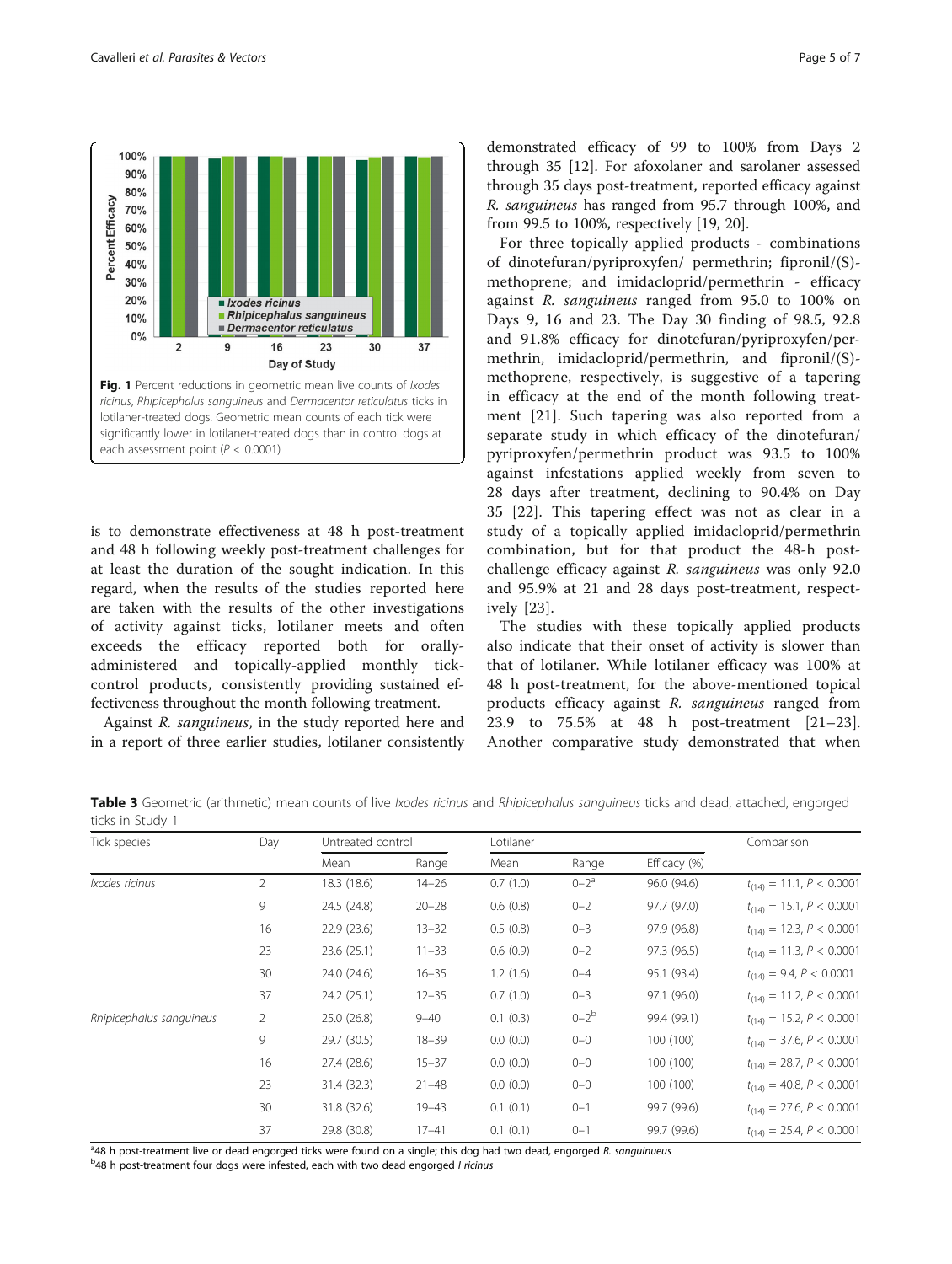Fig. 1 Percent reductions in geometric mean live counts of *Ixodes ricinus*, *Rhipicephalus sanguineus* and *Dermacentor reticulatus* ticks in lotilaner-treated dogs. Geometric mean counts of each tick were significantly lower in lotilaner-treated dogs than in control dogs at each assessment point ($P < 0.0001$)

is to demonstrate effectiveness at 48 h post-treatment and 48 h following weekly post-treatment challenges for at least the duration of the sought indication. In this regard, when the results of the studies reported here are taken with the results of the other investigations of activity against ticks, lotilaner meets and often exceeds the efficacy reported both for orally-administered and topically-applied monthly tick-control products, consistently providing sustained effectiveness throughout the month following treatment.

Against *R. sanguineus*, in the study reported here and in a report of three earlier studies, lotilaner consistently demonstrated efficacy of 99 to 100% from Days 2 through 35 [12]. For afoxolaner and sarolaner assessed through 35 days post-treatment, reported efficacy against *R. sanguineus* has ranged from 95.7 through 100%, and from 99.5 to 100%, respectively [19, 20].

For three topically applied products - combinations of dinotefuran/pyriproxyfen/ permethrin; fipronil/(S)-methoprene; and imidacloprid/permethrin - efficacy against *R. sanguineus* ranged from 95.0 to 100% on Days 9, 16 and 23. The Day 30 finding of 98.5, 92.8 and 91.8% efficacy for dinotefuran/pyriproxyfen/permethrin, imidacloprid/permethrin, and fipronil/(S)-methoprene, respectively, is suggestive of a tapering in efficacy at the end of the month following treatment [21]. Such tapering was also reported from a separate study in which efficacy of the dinotefuran/pyriproxyfen/permethrin product was 93.5 to 100% against infestations applied weekly from seven to 28 days after treatment, declining to 90.4% on Day 35 [22]. This tapering effect was not as clear in a study of a topically applied imidacloprid/permethrin combination, but for that product the 48-h post-challenge efficacy against *R. sanguineus* was only 92.0 and 95.9% at 21 and 28 days post-treatment, respectively [23].

The studies with these topically applied products also indicate that their onset of activity is slower than that of lotilaner. While lotilaner efficacy was 100% at 48 h post-treatment, for the above-mentioned topical products efficacy against *R. sanguineus* ranged from 23.9 to 75.5% at 48 h post-treatment [21–23]. Another comparative study demonstrated that when

**Table 3** Geometric (arithmetic) mean counts of live *Ixodes ricinus* and *Rhipicephalus sanguineus* ticks and dead, attached, engorged ticks in Study 1

| Tick species | Day | Untreated control | | Lotilaner | | | Comparison |
|---|---|---|---|---|---|---|---|
| | | Mean | Range | Mean | Range | Efficacy (%) | |
| *Ixodes ricinus* | 2 | 18.3 (18.6) | 14–26 | 0.7 (1.0) | 0–2[a] | 96.0 (94.6) | $t_{(14)} = 11.1, P < 0.0001$ |
| | 9 | 24.5 (24.8) | 20–28 | 0.6 (0.8) | 0–2 | 97.7 (97.0) | $t_{(14)} = 15.1, P < 0.0001$ |
| | 16 | 22.9 (23.6) | 13–32 | 0.5 (0.8) | 0–3 | 97.9 (96.8) | $t_{(14)} = 12.3, P < 0.0001$ |
| | 23 | 23.6 (25.1) | 11–33 | 0.6 (0.9) | 0–2 | 97.3 (96.5) | $t_{(14)} = 11.3, P < 0.0001$ |
| | 30 | 24.0 (24.6) | 16–35 | 1.2 (1.6) | 0–4 | 95.1 (93.4) | $t_{(14)} = 9.4, P < 0.0001$ |
| | 37 | 24.2 (25.1) | 12–35 | 0.7 (1.0) | 0–3 | 97.1 (96.0) | $t_{(14)} = 11.2, P < 0.0001$ |
| *Rhipicephalus sanguineus* | 2 | 25.0 (26.8) | 9–40 | 0.1 (0.3) | 0–2[b] | 99.4 (99.1) | $t_{(14)} = 15.2, P < 0.0001$ |
| | 9 | 29.7 (30.5) | 18–39 | 0.0 (0.0) | 0–0 | 100 (100) | $t_{(14)} = 37.6, P < 0.0001$ |
| | 16 | 27.4 (28.6) | 15–37 | 0.0 (0.0) | 0–0 | 100 (100) | $t_{(14)} = 28.7, P < 0.0001$ |
| | 23 | 31.4 (32.3) | 21–48 | 0.0 (0.0) | 0–0 | 100 (100) | $t_{(14)} = 40.8, P < 0.0001$ |
| | 30 | 31.8 (32.6) | 19–43 | 0.1 (0.1) | 0–1 | 99.7 (99.6) | $t_{(14)} = 27.6, P < 0.0001$ |
| | 37 | 29.8 (30.8) | 17–41 | 0.1 (0.1) | 0–1 | 99.7 (99.6) | $t_{(14)} = 25.4, P < 0.0001$ |

[a]48 h post-treatment live or dead engorged ticks were found on a single; this dog had two dead, engorged *R. sanguinueus*

[b]48 h post-treatment four dogs were infested, each with two dead engorged *I ricinus*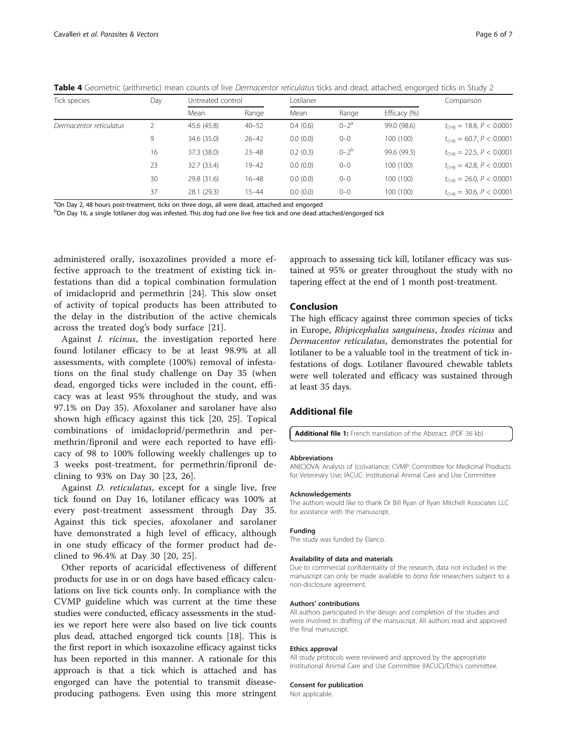**Table 4** Geometric (arithmetic) mean counts of live *Dermacentor reticulatus* ticks and dead, attached, engorged ticks in Study 2

| Tick species | Day | Untreated control | | Lotilaner | | | Comparison |
|---|---|---|---|---|---|---|---|
| | | Mean | Range | Mean | Range | Efficacy (%) | |
| *Dermacentor reticulatus* | 2 | 45.6 (45.8) | 40–52 | 0.4 (0.6) | 0–2[a] | 99.0 (98.6) | $t_{(14)} = 18.8$, $P < 0.0001$ |
| | 9 | 34.6 (35.0) | 26–42 | 0.0 (0.0) | 0–0 | 100 (100) | $t_{(14)} = 60.7$, $P < 0.0001$ |
| | 16 | 37.3 (38.0) | 23–48 | 0.2 (0.3) | 0–2[b] | 99.6 (99.3) | $t_{(14)} = 22.5$, $P < 0.0001$ |
| | 23 | 32.7 (33.4) | 19–42 | 0.0 (0.0) | 0–0 | 100 (100) | $t_{(14)} = 42.8$, $P < 0.0001$ |
| | 30 | 29.8 (31.6) | 16–48 | 0.0 (0.0) | 0–0 | 100 (100) | $t_{(14)} = 26.0$, $P < 0.0001$ |
| | 37 | 28.1 (29.3) | 15–44 | 0.0 (0.0) | 0–0 | 100 (100) | $t_{(14)} = 30.6$, $P < 0.0001$ |

[a]On Day 2, 48 hours post-treatment, ticks on three dogs, all were dead, attached and engorged

[b]On Day 16, a single lotilaner dog was infested. This dog had one live free tick and one dead attached/engorged tick

administered orally, isoxazolines provided a more effective approach to the treatment of existing tick infestations than did a topical combination formulation of imidacloprid and permethrin [24]. This slow onset of activity of topical products has been attributed to the delay in the distribution of the active chemicals across the treated dog's body surface [21].

Against *I. ricinus*, the investigation reported here found lotilaner efficacy to be at least 98.9% at all assessments, with complete (100%) removal of infestations on the final study challenge on Day 35 (when dead, engorged ticks were included in the count, efficacy was at least 95% throughout the study, and was 97.1% on Day 35). Afoxolaner and sarolaner have also shown high efficacy against this tick [20, 25]. Topical combinations of imidacloprid/permethrin and permethrin/fipronil and were each reported to have efficacy of 98 to 100% following weekly challenges up to 3 weeks post-treatment, for permethrin/fipronil declining to 93% on Day 30 [23, 26].

Against *D. reticulatus*, except for a single live, free tick found on Day 16, lotilaner efficacy was 100% at every post-treatment assessment through Day 35. Against this tick species, afoxolaner and sarolaner have demonstrated a high level of efficacy, although in one study efficacy of the former product had declined to 96.4% at Day 30 [20, 25].

Other reports of acaricidal effectiveness of different products for use in or on dogs have based efficacy calculations on live tick counts only. In compliance with the CVMP guideline which was current at the time these studies were conducted, efficacy assessments in the studies we report here were also based on live tick counts plus dead, attached engorged tick counts [18]. This is the first report in which isoxazoline efficacy against ticks has been reported in this manner. A rationale for this approach is that a tick which is attached and has engorged can have the potential to transmit disease-producing pathogens. Even using this more stringent approach to assessing tick kill, lotilaner efficacy was sustained at 95% or greater throughout the study with no tapering effect at the end of 1 month post-treatment.

## Conclusion

The high efficacy against three common species of ticks in Europe, *Rhipicephalus sanguineus*, *Ixodes ricinus* and *Dermacentor reticulatus*, demonstrates the potential for lotilaner to be a valuable tool in the treatment of tick infestations of dogs. Lotilaner flavoured chewable tablets were well tolerated and efficacy was sustained through at least 35 days.

## Additional file

**Additional file 1:** French translation of the Abstract. (PDF 36 kb)

#### Abbreviations

AN(C)OVA: Analysis of (co)variance; CVMP: Committee for Medicinal Products for Veterinary Use; IACUC: Institutional Animal Care and Use Committee

#### Acknowledgements

The authors would like to thank Dr Bill Ryan of Ryan Mitchell Associates LLC for assistance with the manuscript.

#### Funding

The study was funded by Elanco.

#### Availability of data and materials

Due to commercial confidentiality of the research, data not included in the manuscript can only be made available to *bona fide* researchers subject to a non-disclosure agreement.

#### Authors' contributions

All authors participated in the design and completion of the studies and were involved in drafting of the manuscript. All authors read and approved the final manuscript.

#### Ethics approval

All study protocols were reviewed and approved by the appropriate Institutional Animal Care and Use Committee (IACUC)/Ethics committee.

#### Consent for publication

Not applicable.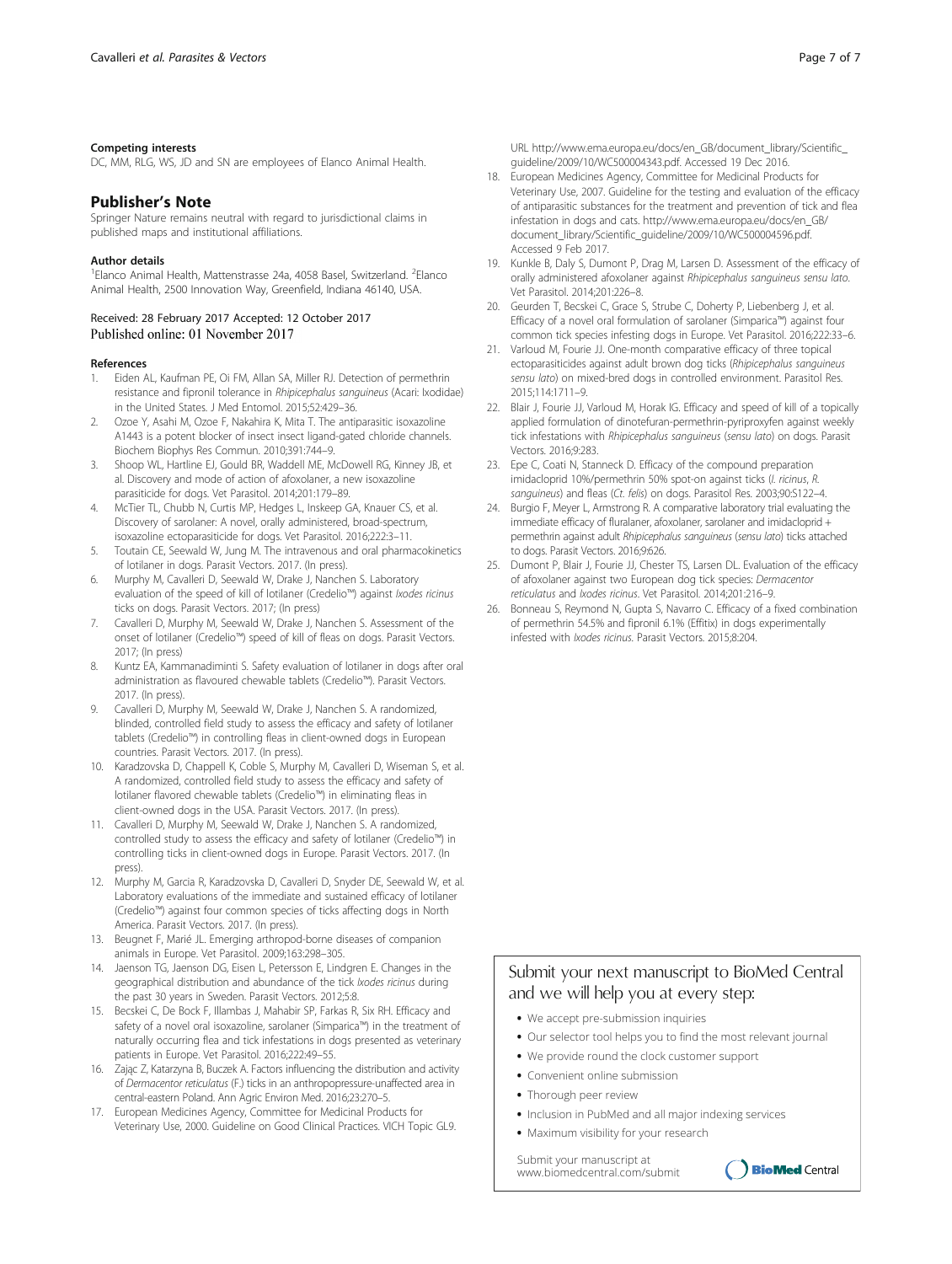#### Competing interests

DC, MM, RLG, WS, JD and SN are employees of Elanco Animal Health.

## Publisher's Note

Springer Nature remains neutral with regard to jurisdictional claims in published maps and institutional affiliations.

#### Author details

[1]Elanco Animal Health, Mattenstrasse 24a, 4058 Basel, Switzerland. [2]Elanco Animal Health, 2500 Innovation Way, Greenfield, Indiana 46140, USA.

Received: 28 February 2017 Accepted: 12 October 2017
Published online: 01 November 2017

#### References

1. Eiden AL, Kaufman PE, Oi FM, Allan SA, Miller RJ. Detection of permethrin resistance and fipronil tolerance in *Rhipicephalus sanguineus* (Acari: Ixodidae) in the United States. J Med Entomol. 2015;52:429–36.
2. Ozoe Y, Asahi M, Ozoe F, Nakahira K, Mita T. The antiparasitic isoxazoline A1443 is a potent blocker of insect insect ligand-gated chloride channels. Biochem Biophys Res Commun. 2010;391:744–9.
3. Shoop WL, Hartline EJ, Gould BR, Waddell ME, McDowell RG, Kinney JB, et al. Discovery and mode of action of afoxolaner, a new isoxazoline parasiticide for dogs. Vet Parasitol. 2014;201:179–89.
4. McTier TL, Chubb N, Curtis MP, Hedges L, Inskeep GA, Knauer CS, et al. Discovery of sarolaner: A novel, orally administered, broad-spectrum, isoxazoline ectoparasiticide for dogs. Vet Parasitol. 2016;222:3–11.
5. Toutain CE, Seewald W, Jung M. The intravenous and oral pharmacokinetics of lotilaner in dogs. Parasit Vectors. 2017. (In press).
6. Murphy M, Cavalleri D, Seewald W, Drake J, Nanchen S. Laboratory evaluation of the speed of kill of lotilaner (Credelio™) against *Ixodes ricinus* ticks on dogs. Parasit Vectors. 2017; (In press)
7. Cavalleri D, Murphy M, Seewald W, Drake J, Nanchen S. Assessment of the onset of lotilaner (Credelio™) speed of kill of fleas on dogs. Parasit Vectors. 2017; (In press)
8. Kuntz EA, Kammanadiminti S. Safety evaluation of lotilaner in dogs after oral administration as flavoured chewable tablets (Credelio™). Parasit Vectors. 2017. (In press).
9. Cavalleri D, Murphy M, Seewald W, Drake J, Nanchen S. A randomized, blinded, controlled field study to assess the efficacy and safety of lotilaner tablets (Credelio™) in controlling fleas in client-owned dogs in European countries. Parasit Vectors. 2017. (In press).
10. Karadzovska D, Chappell K, Coble S, Murphy M, Cavalleri D, Wiseman S, et al. A randomized, controlled field study to assess the efficacy and safety of lotilaner flavored chewable tablets (Credelio™) in eliminating fleas in client-owned dogs in the USA. Parasit Vectors. 2017. (In press).
11. Cavalleri D, Murphy M, Seewald W, Drake J, Nanchen S. A randomized, controlled study to assess the efficacy and safety of lotilaner (Credelio™) in controlling ticks in client-owned dogs in Europe. Parasit Vectors. 2017. (In press).
12. Murphy M, Garcia R, Karadzovska D, Cavalleri D, Snyder DE, Seewald W, et al. Laboratory evaluations of the immediate and sustained efficacy of lotilaner (Credelio™) against four common species of ticks affecting dogs in North America. Parasit Vectors. 2017. (In press).
13. Beugnet F, Marié JL. Emerging arthropod-borne diseases of companion animals in Europe. Vet Parasitol. 2009;163:298–305.
14. Jaenson TG, Jaenson DG, Eisen L, Petersson E, Lindgren E. Changes in the geographical distribution and abundance of the tick *Ixodes ricinus* during the past 30 years in Sweden. Parasit Vectors. 2012;5:8.
15. Becskei C, De Bock F, Illambas J, Mahabir SP, Farkas R, Six RH. Efficacy and safety of a novel oral isoxazoline, sarolaner (Simparica™) in the treatment of naturally occurring flea and tick infestations in dogs presented as veterinary patients in Europe. Vet Parasitol. 2016;222:49–55.
16. Zając Z, Katarzyna B, Buczek A. Factors influencing the distribution and activity of *Dermacentor reticulatus* (F.) ticks in an anthropopressure-unaffected area in central-eastern Poland. Ann Agric Environ Med. 2016;23:270–5.
17. European Medicines Agency, Committee for Medicinal Products for Veterinary Use, 2000. Guideline on Good Clinical Practices. VICH Topic GL9. URL http://www.ema.europa.eu/docs/en_GB/document_library/Scientific_guideline/2009/10/WC500004343.pdf. Accessed 19 Dec 2016.
18. European Medicines Agency, Committee for Medicinal Products for Veterinary Use, 2007. Guideline for the testing and evaluation of the efficacy of antiparasitic substances for the treatment and prevention of tick and flea infestation in dogs and cats. http://www.ema.europa.eu/docs/en_GB/document_library/Scientific_guideline/2009/10/WC500004596.pdf. Accessed 9 Feb 2017.
19. Kunkle B, Daly S, Dumont P, Drag M, Larsen D. Assessment of the efficacy of orally administered afoxolaner against *Rhipicephalus sanguineus sensu lato*. Vet Parasitol. 2014;201:226–8.
20. Geurden T, Becskei C, Grace S, Strube C, Doherty P, Liebenberg J, et al. Efficacy of a novel oral formulation of sarolaner (Simparica™) against four common tick species infesting dogs in Europe. Vet Parasitol. 2016;222:33–6.
21. Varloud M, Fourie JJ. One-month comparative efficacy of three topical ectoparasiticides against adult brown dog ticks (*Rhipicephalus sanguineus sensu lato*) on mixed-bred dogs in controlled environment. Parasitol Res. 2015;114:1711–9.
22. Blair J, Fourie JJ, Varloud M, Horak IG. Efficacy and speed of kill of a topically applied formulation of dinotefuran-permethrin-pyriproxyfen against weekly tick infestations with *Rhipicephalus sanguineus* (*sensu lato*) on dogs. Parasit Vectors. 2016;9:283.
23. Epe C, Coati N, Stanneck D. Efficacy of the compound preparation imidacloprid 10%/permethrin 50% spot-on against ticks (*I. ricinus*, *R. sanguineus*) and fleas (*Ct. felis*) on dogs. Parasitol Res. 2003;90:S122–4.
24. Burgio F, Meyer L, Armstrong R. A comparative laboratory trial evaluating the immediate efficacy of fluralaner, afoxolaner, sarolaner and imidacloprid + permethrin against adult *Rhipicephalus sanguineus* (*sensu lato*) ticks attached to dogs. Parasit Vectors. 2016;9:626.
25. Dumont P, Blair J, Fourie JJ, Chester TS, Larsen DL. Evaluation of the efficacy of afoxolaner against two European dog tick species: *Dermacentor reticulatus* and *Ixodes ricinus*. Vet Parasitol. 2014;201:216–9.
26. Bonneau S, Reymond N, Gupta S, Navarro C. Efficacy of a fixed combination of permethrin 54.5% and fipronil 6.1% (Effitix) in dogs experimentally infested with *Ixodes ricinus*. Parasit Vectors. 2015;8:204.

Submit your next manuscript to BioMed Central and we will help you at every step:

- We accept pre-submission inquiries
- Our selector tool helps you to find the most relevant journal
- We provide round the clock customer support
- Convenient online submission
- Thorough peer review
- Inclusion in PubMed and all major indexing services
- Maximum visibility for your research

Submit your manuscript at www.biomedcentral.com/submit

BioMed Central